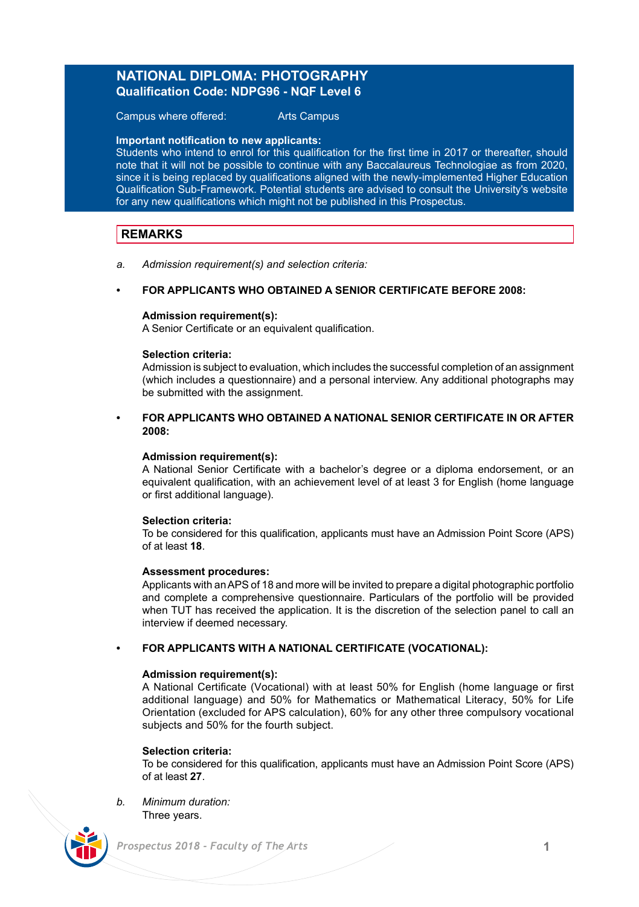# NATIONAL DIPLOMA: PHOTOGRAPHY

**Qualification Code: NDPG96 - NQF Level 6**

Campus where offered: Arts Campus

**Important notification to new applicants:**
Students who intend to enrol for this qualification for the first time in 2017 or thereafter, should note that it will not be possible to continue with any Baccalaureus Technologiae as from 2020, since it is being replaced by qualifications aligned with the newly-implemented Higher Education Qualification Sub-Framework. Potential students are advised to consult the University's website for any new qualifications which might not be published in this Prospectus.

## REMARKS

a. *Admission requirement(s) and selection criteria:*

- **FOR APPLICANTS WHO OBTAINED A SENIOR CERTIFICATE BEFORE 2008:**

  **Admission requirement(s):**
  A Senior Certificate or an equivalent qualification.

  **Selection criteria:**
  Admission is subject to evaluation, which includes the successful completion of an assignment (which includes a questionnaire) and a personal interview. Any additional photographs may be submitted with the assignment.

- **FOR APPLICANTS WHO OBTAINED A NATIONAL SENIOR CERTIFICATE IN OR AFTER 2008:**

  **Admission requirement(s):**
  A National Senior Certificate with a bachelor's degree or a diploma endorsement, or an equivalent qualification, with an achievement level of at least 3 for English (home language or first additional language).

  **Selection criteria:**
  To be considered for this qualification, applicants must have an Admission Point Score (APS) of at least **18**.

  **Assessment procedures:**
  Applicants with an APS of 18 and more will be invited to prepare a digital photographic portfolio and complete a comprehensive questionnaire. Particulars of the portfolio will be provided when TUT has received the application. It is the discretion of the selection panel to call an interview if deemed necessary.

- **FOR APPLICANTS WITH A NATIONAL CERTIFICATE (VOCATIONAL):**

  **Admission requirement(s):**
  A National Certificate (Vocational) with at least 50% for English (home language or first additional language) and 50% for Mathematics or Mathematical Literacy, 50% for Life Orientation (excluded for APS calculation), 60% for any other three compulsory vocational subjects and 50% for the fourth subject.

  **Selection criteria:**
  To be considered for this qualification, applicants must have an Admission Point Score (APS) of at least **27**.

b. *Minimum duration:*
Three years.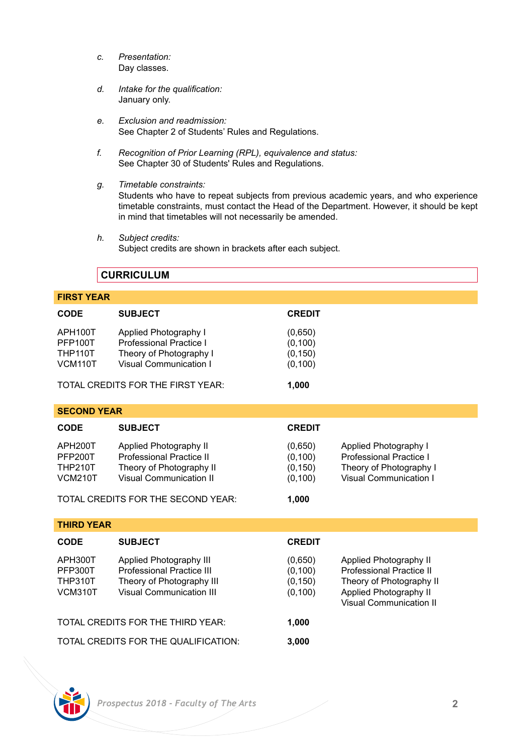*c.* *Presentation:*
Day classes.

*d.* *Intake for the qualification:*
January only.

*e.* *Exclusion and readmission:*
See Chapter 2 of Students' Rules and Regulations.

*f.* *Recognition of Prior Learning (RPL), equivalence and status:*
See Chapter 30 of Students' Rules and Regulations.

*g.* *Timetable constraints:*
Students who have to repeat subjects from previous academic years, and who experience timetable constraints, must contact the Head of the Department. However, it should be kept in mind that timetables will not necessarily be amended.

*h.* *Subject credits:*
Subject credits are shown in brackets after each subject.

## CURRICULUM

### FIRST YEAR

| CODE | SUBJECT | CREDIT |
|---|---|---|
| APH100T | Applied Photography I | (0,650) |
| PFP100T | Professional Practice I | (0,100) |
| THP110T | Theory of Photography I | (0,150) |
| VCM110T | Visual Communication I | (0,100) |
| | TOTAL CREDITS FOR THE FIRST YEAR: | **1,000** |

### SECOND YEAR

| CODE | SUBJECT | CREDIT | |
|---|---|---|---|
| APH200T | Applied Photography II | (0,650) | Applied Photography I |
| PFP200T | Professional Practice II | (0,100) | Professional Practice I |
| THP210T | Theory of Photography II | (0,150) | Theory of Photography I |
| VCM210T | Visual Communication II | (0,100) | Visual Communication I |
| | TOTAL CREDITS FOR THE SECOND YEAR: | **1,000** | |

### THIRD YEAR

| CODE | SUBJECT | CREDIT | |
|---|---|---|---|
| APH300T | Applied Photography III | (0,650) | Applied Photography II |
| PFP300T | Professional Practice III | (0,100) | Professional Practice II |
| THP310T | Theory of Photography III | (0,150) | Theory of Photography II |
| VCM310T | Visual Communication III | (0,100) | Applied Photography II<br>Visual Communication II |
| | TOTAL CREDITS FOR THE THIRD YEAR: | **1,000** | |
| | TOTAL CREDITS FOR THE QUALIFICATION: | **3,000** | |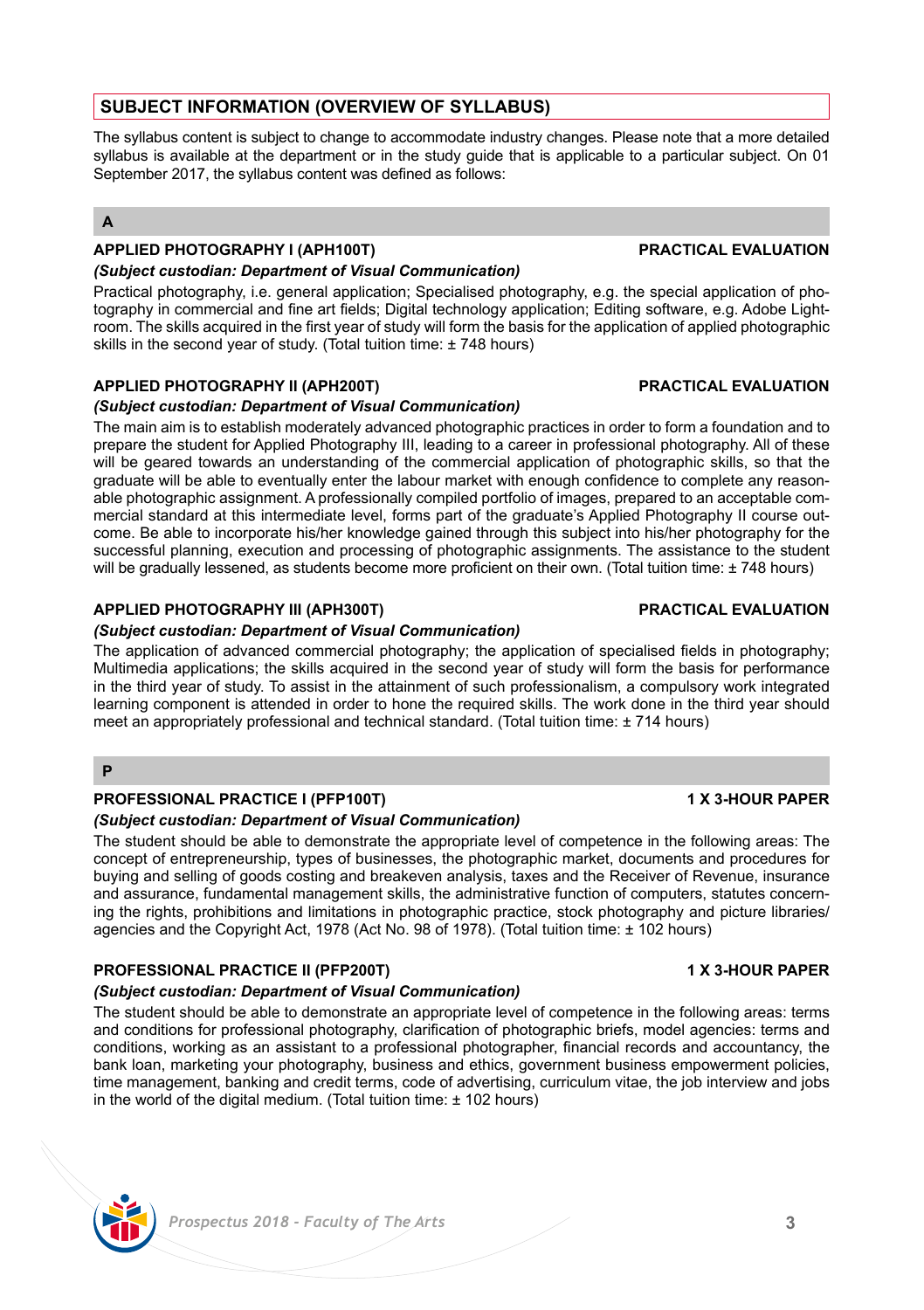## SUBJECT INFORMATION (OVERVIEW OF SYLLABUS)

The syllabus content is subject to change to accommodate industry changes. Please note that a more detailed syllabus is available at the department or in the study guide that is applicable to a particular subject. On 01 September 2017, the syllabus content was defined as follows:

### A

**APPLIED PHOTOGRAPHY I (APH100T)** **PRACTICAL EVALUATION**

***(Subject custodian: Department of Visual Communication)***

Practical photography, i.e. general application; Specialised photography, e.g. the special application of photography in commercial and fine art fields; Digital technology application; Editing software, e.g. Adobe Lightroom. The skills acquired in the first year of study will form the basis for the application of applied photographic skills in the second year of study. (Total tuition time: ± 748 hours)

**APPLIED PHOTOGRAPHY II (APH200T)** **PRACTICAL EVALUATION**

***(Subject custodian: Department of Visual Communication)***

The main aim is to establish moderately advanced photographic practices in order to form a foundation and to prepare the student for Applied Photography III, leading to a career in professional photography. All of these will be geared towards an understanding of the commercial application of photographic skills, so that the graduate will be able to eventually enter the labour market with enough confidence to complete any reasonable photographic assignment. A professionally compiled portfolio of images, prepared to an acceptable commercial standard at this intermediate level, forms part of the graduate's Applied Photography II course outcome. Be able to incorporate his/her knowledge gained through this subject into his/her photography for the successful planning, execution and processing of photographic assignments. The assistance to the student will be gradually lessened, as students become more proficient on their own. (Total tuition time: ± 748 hours)

**APPLIED PHOTOGRAPHY III (APH300T)** **PRACTICAL EVALUATION**

***(Subject custodian: Department of Visual Communication)***

The application of advanced commercial photography; the application of specialised fields in photography; Multimedia applications; the skills acquired in the second year of study will form the basis for performance in the third year of study. To assist in the attainment of such professionalism, a compulsory work integrated learning component is attended in order to hone the required skills. The work done in the third year should meet an appropriately professional and technical standard. (Total tuition time: ± 714 hours)

### P

**PROFESSIONAL PRACTICE I (PFP100T)** **1 X 3-HOUR PAPER**

***(Subject custodian: Department of Visual Communication)***

The student should be able to demonstrate the appropriate level of competence in the following areas: The concept of entrepreneurship, types of businesses, the photographic market, documents and procedures for buying and selling of goods costing and breakeven analysis, taxes and the Receiver of Revenue, insurance and assurance, fundamental management skills, the administrative function of computers, statutes concerning the rights, prohibitions and limitations in photographic practice, stock photography and picture libraries/ agencies and the Copyright Act, 1978 (Act No. 98 of 1978). (Total tuition time: ± 102 hours)

**PROFESSIONAL PRACTICE II (PFP200T)** **1 X 3-HOUR PAPER**

***(Subject custodian: Department of Visual Communication)***

The student should be able to demonstrate an appropriate level of competence in the following areas: terms and conditions for professional photography, clarification of photographic briefs, model agencies: terms and conditions, working as an assistant to a professional photographer, financial records and accountancy, the bank loan, marketing your photography, business and ethics, government business empowerment policies, time management, banking and credit terms, code of advertising, curriculum vitae, the job interview and jobs in the world of the digital medium. (Total tuition time: ± 102 hours)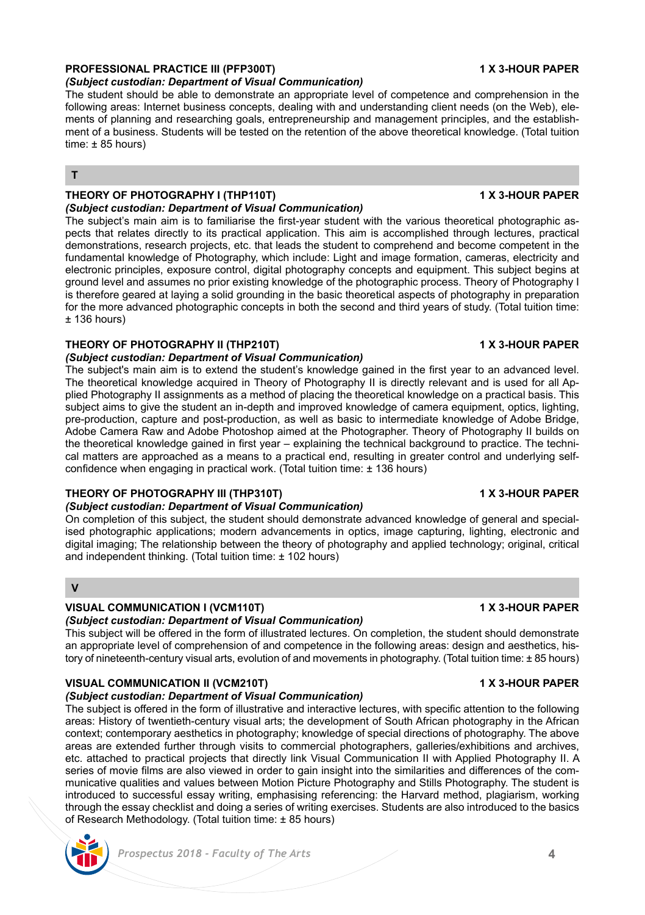### PROFESSIONAL PRACTICE III (PFP300T) — 1 X 3-HOUR PAPER

***(Subject custodian: Department of Visual Communication)***

The student should be able to demonstrate an appropriate level of competence and comprehension in the following areas: Internet business concepts, dealing with and understanding client needs (on the Web), elements of planning and researching goals, entrepreneurship and management principles, and the establishment of a business. Students will be tested on the retention of the above theoretical knowledge. (Total tuition time: ± 85 hours)

## T

### THEORY OF PHOTOGRAPHY I (THP110T) — 1 X 3-HOUR PAPER

***(Subject custodian: Department of Visual Communication)***

The subject's main aim is to familiarise the first-year student with the various theoretical photographic aspects that relates directly to its practical application. This aim is accomplished through lectures, practical demonstrations, research projects, etc. that leads the student to comprehend and become competent in the fundamental knowledge of Photography, which include: Light and image formation, cameras, electricity and electronic principles, exposure control, digital photography concepts and equipment. This subject begins at ground level and assumes no prior existing knowledge of the photographic process. Theory of Photography I is therefore geared at laying a solid grounding in the basic theoretical aspects of photography in preparation for the more advanced photographic concepts in both the second and third years of study. (Total tuition time: ± 136 hours)

### THEORY OF PHOTOGRAPHY II (THP210T) — 1 X 3-HOUR PAPER

***(Subject custodian: Department of Visual Communication)***

The subject's main aim is to extend the student's knowledge gained in the first year to an advanced level. The theoretical knowledge acquired in Theory of Photography II is directly relevant and is used for all Applied Photography II assignments as a method of placing the theoretical knowledge on a practical basis. This subject aims to give the student an in-depth and improved knowledge of camera equipment, optics, lighting, pre-production, capture and post-production, as well as basic to intermediate knowledge of Adobe Bridge, Adobe Camera Raw and Adobe Photoshop aimed at the Photographer. Theory of Photography II builds on the theoretical knowledge gained in first year – explaining the technical background to practice. The technical matters are approached as a means to a practical end, resulting in greater control and underlying self-confidence when engaging in practical work. (Total tuition time: ± 136 hours)

### THEORY OF PHOTOGRAPHY III (THP310T) — 1 X 3-HOUR PAPER

***(Subject custodian: Department of Visual Communication)***

On completion of this subject, the student should demonstrate advanced knowledge of general and specialised photographic applications; modern advancements in optics, image capturing, lighting, electronic and digital imaging; The relationship between the theory of photography and applied technology; original, critical and independent thinking. (Total tuition time: ± 102 hours)

## V

### VISUAL COMMUNICATION I (VCM110T) — 1 X 3-HOUR PAPER

***(Subject custodian: Department of Visual Communication)***

This subject will be offered in the form of illustrated lectures. On completion, the student should demonstrate an appropriate level of comprehension of and competence in the following areas: design and aesthetics, history of nineteenth-century visual arts, evolution of and movements in photography. (Total tuition time: ± 85 hours)

### VISUAL COMMUNICATION II (VCM210T) — 1 X 3-HOUR PAPER

***(Subject custodian: Department of Visual Communication)***

The subject is offered in the form of illustrative and interactive lectures, with specific attention to the following areas: History of twentieth-century visual arts; the development of South African photography in the African context; contemporary aesthetics in photography; knowledge of special directions of photography. The above areas are extended further through visits to commercial photographers, galleries/exhibitions and archives, etc. attached to practical projects that directly link Visual Communication II with Applied Photography II. A series of movie films are also viewed in order to gain insight into the similarities and differences of the communicative qualities and values between Motion Picture Photography and Stills Photography. The student is introduced to successful essay writing, emphasising referencing: the Harvard method, plagiarism, working through the essay checklist and doing a series of writing exercises. Students are also introduced to the basics of Research Methodology. (Total tuition time: ± 85 hours)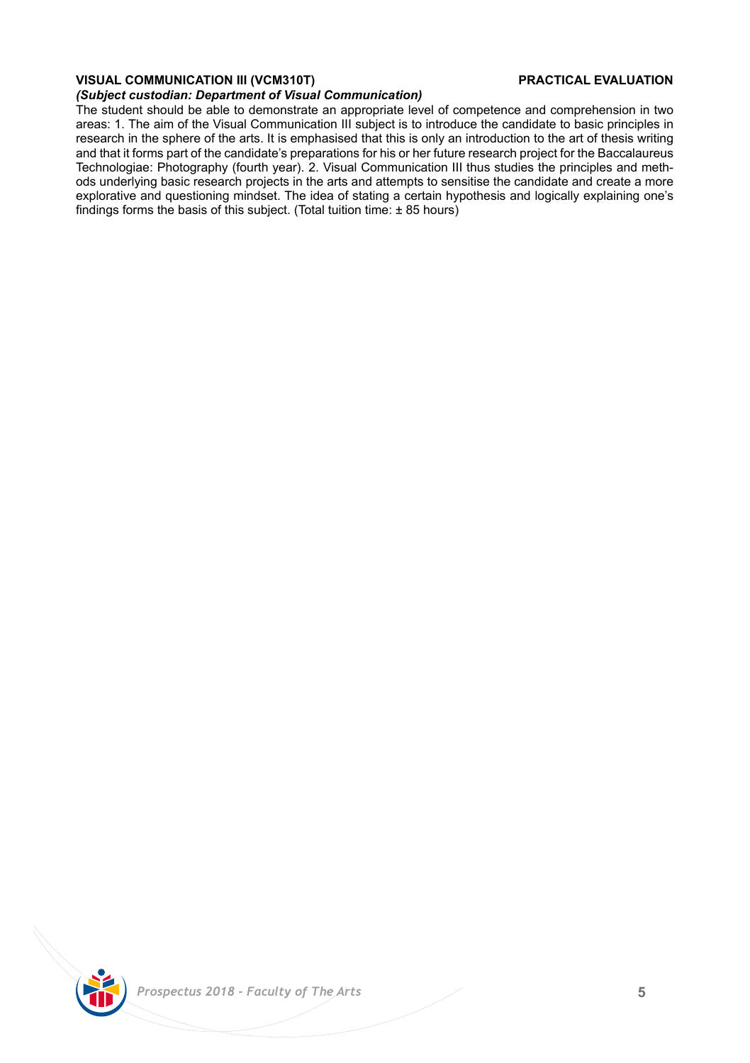**VISUAL COMMUNICATION III (VCM310T)** **PRACTICAL EVALUATION**

***(Subject custodian: Department of Visual Communication)***

The student should be able to demonstrate an appropriate level of competence and comprehension in two areas: 1. The aim of the Visual Communication III subject is to introduce the candidate to basic principles in research in the sphere of the arts. It is emphasised that this is only an introduction to the art of thesis writing and that it forms part of the candidate's preparations for his or her future research project for the Baccalaureus Technologiae: Photography (fourth year). 2. Visual Communication III thus studies the principles and methods underlying basic research projects in the arts and attempts to sensitise the candidate and create a more explorative and questioning mindset. The idea of stating a certain hypothesis and logically explaining one's findings forms the basis of this subject. (Total tuition time: ± 85 hours)